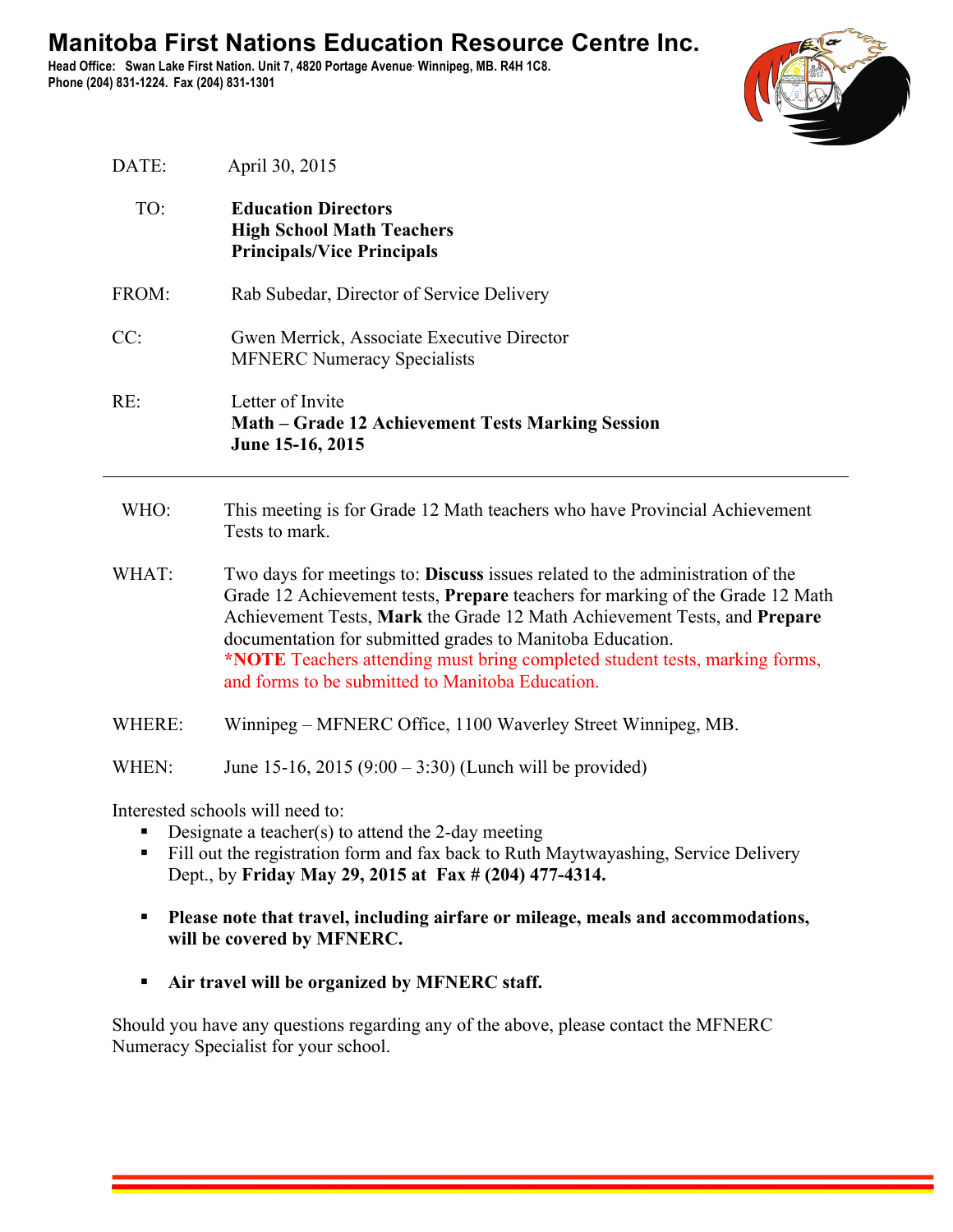# Manitoba First Nations Education Resource Centre Inc.

**Head Office: Swan Lake First Nation. Unit 7, 4820 Portage Avenue· Winnipeg, MB. R4H 1C8.**
**Phone (204) 831-1224. Fax (204) 831-1301**

DATE: April 30, 2015

TO: **Education Directors**
**High School Math Teachers**
**Principals/Vice Principals**

FROM: Rab Subedar, Director of Service Delivery

CC: Gwen Merrick, Associate Executive Director
MFNERC Numeracy Specialists

RE: Letter of Invite
**Math – Grade 12 Achievement Tests Marking Session**
**June 15-16, 2015**

---

WHO: This meeting is for Grade 12 Math teachers who have Provincial Achievement Tests to mark.

WHAT: Two days for meetings to: **Discuss** issues related to the administration of the Grade 12 Achievement tests, **Prepare** teachers for marking of the Grade 12 Math Achievement Tests, **Mark** the Grade 12 Math Achievement Tests, and **Prepare** documentation for submitted grades to Manitoba Education.
**\*NOTE** Teachers attending must bring completed student tests, marking forms, and forms to be submitted to Manitoba Education.

WHERE: Winnipeg – MFNERC Office, 1100 Waverley Street Winnipeg, MB.

WHEN: June 15-16, 2015 (9:00 – 3:30) (Lunch will be provided)

Interested schools will need to:

- Designate a teacher(s) to attend the 2-day meeting
- Fill out the registration form and fax back to Ruth Maytwayashing, Service Delivery Dept., by **Friday May 29, 2015 at Fax # (204) 477-4314.**
- **Please note that travel, including airfare or mileage, meals and accommodations, will be covered by MFNERC.**
- **Air travel will be organized by MFNERC staff.**

Should you have any questions regarding any of the above, please contact the MFNERC Numeracy Specialist for your school.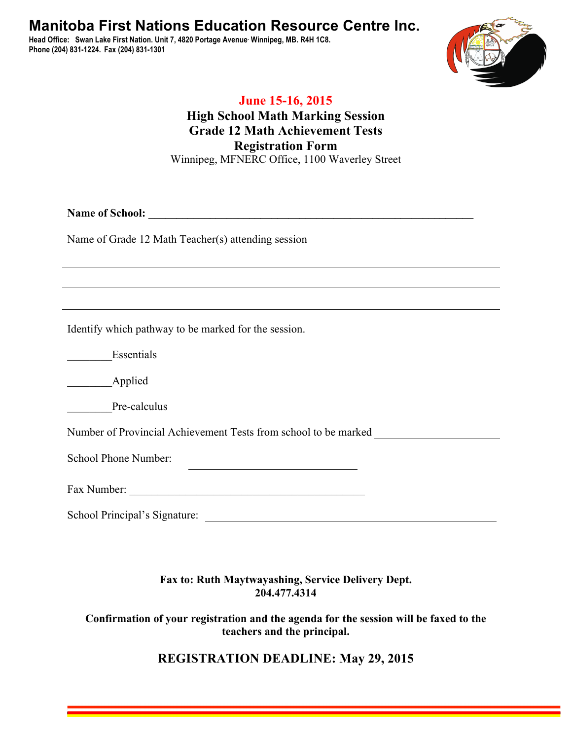# Manitoba First Nations Education Resource Centre Inc.

**Head Office: Swan Lake First Nation. Unit 7, 4820 Portage Avenue· Winnipeg, MB. R4H 1C8.**
**Phone (204) 831-1224. Fax (204) 831-1301**

**June 15-16, 2015**

**High School Math Marking Session**
**Grade 12 Math Achievement Tests**
**Registration Form**

Winnipeg, MFNERC Office, 1100 Waverley Street

**Name of School: ____________________________________________________________**

Name of Grade 12 Math Teacher(s) attending session

_______________________________________________________________________________

_______________________________________________________________________________

_______________________________________________________________________________

Identify which pathway to be marked for the session.

________Essentials

________Applied

________Pre-calculus

Number of Provincial Achievement Tests from school to be marked ______________________

School Phone Number: ______________________________

Fax Number: __________________________________________

School Principal's Signature: ____________________________________________________

**Fax to: Ruth Maytwayashing, Service Delivery Dept.**
**204.477.4314**

**Confirmation of your registration and the agenda for the session will be faxed to the teachers and the principal.**

**REGISTRATION DEADLINE: May 29, 2015**